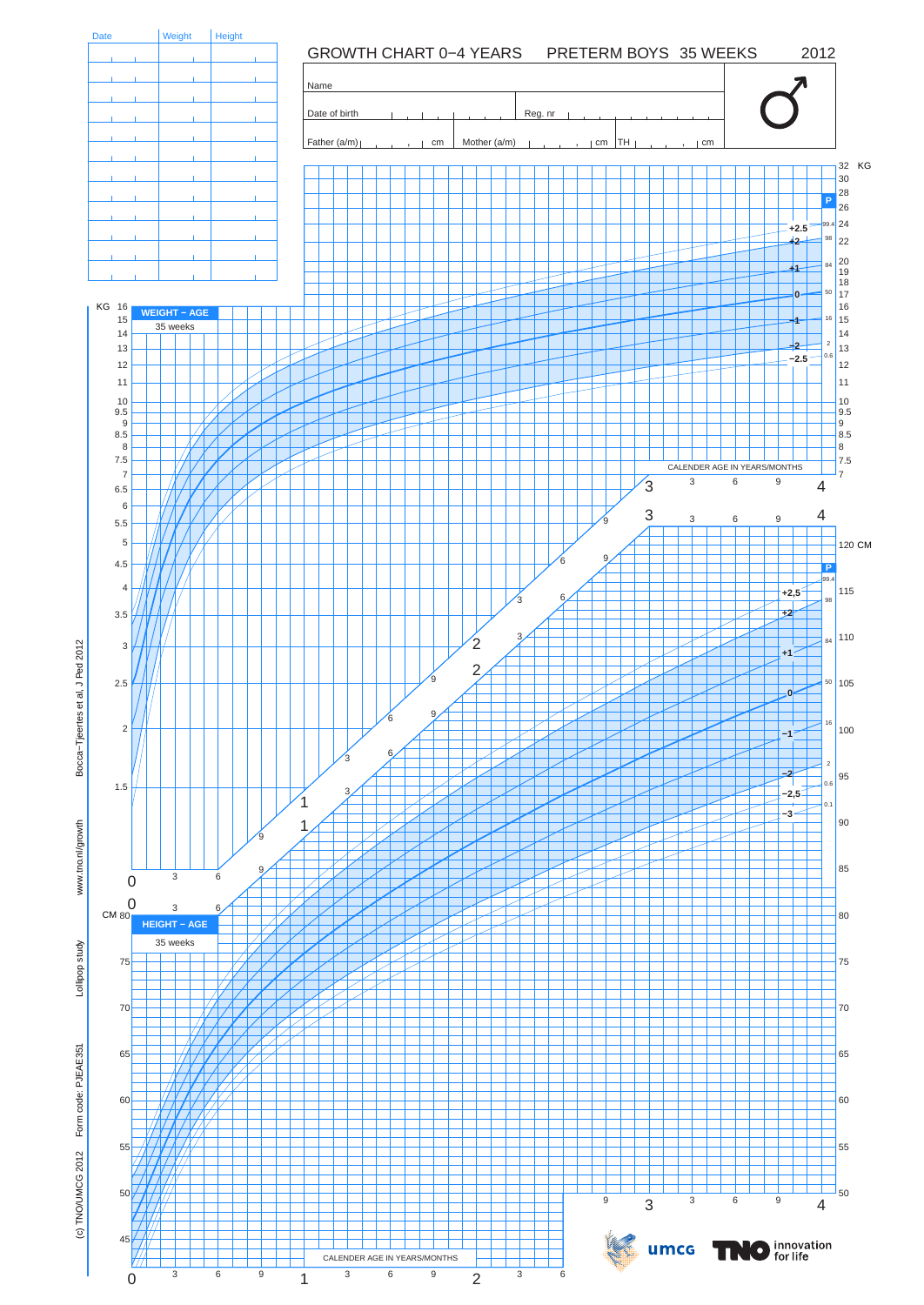# GROWTH CHART 0−4 YEARS PRETERM BOYS 35 WEEKS 2012

| Date | Weight | Height |
|---|---|---|
| | | |
| | | |
| | | |
| | | |
| | | |
| | | |
| | | |
| | | |
| | | |
| | | |
| | | |

Name

Date of birth | Reg. nr

Father (a/m) cm | Mother (a/m) cm | TH cm

♂

**WEIGHT − AGE**

35 weeks

KG

**HEIGHT − AGE**

35 weeks

CM

CALENDER AGE IN YEARS/MONTHS

Bocca−Tjeertes et al, J Ped 2012

www.tno.nl/growth

Lollipop study

Form code: PJEAE351

(c) TNO/UMCG 2012

umcg

TNO innovation for life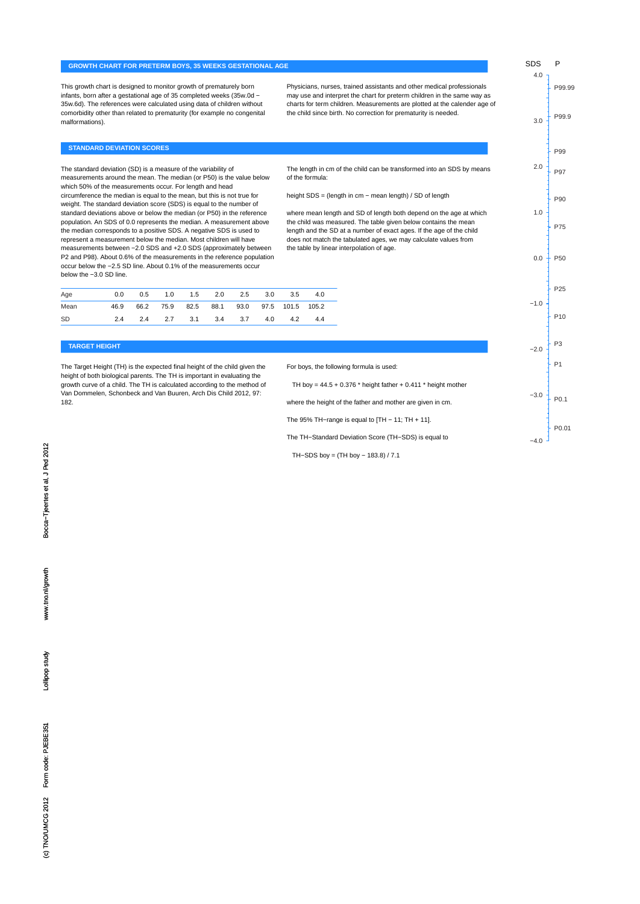## GROWTH CHART FOR PRETERM BOYS, 35 WEEKS GESTATIONAL AGE

This growth chart is designed to monitor growth of prematurely born infants, born after a gestational age of 35 completed weeks (35w.0d − 35w.6d). The references were calculated using data of children without comorbidity other than related to prematurity (for example no congenital malformations).

Physicians, nurses, trained assistants and other medical professionals may use and interpret the chart for preterm children in the same way as charts for term children. Measurements are plotted at the calender age of the child since birth. No correction for prematurity is needed.

## STANDARD DEVIATION SCORES

The standard deviation (SD) is a measure of the variability of measurements around the mean. The median (or P50) is the value below which 50% of the measurements occur. For length and head circumference the median is equal to the mean, but this is not true for weight. The standard deviation score (SDS) is equal to the number of standard deviations above or below the median (or P50) in the reference population. An SDS of 0.0 represents the median. A measurement above the median corresponds to a positive SDS. A negative SDS is used to represent a measurement below the median. Most children will have measurements between −2.0 SDS and +2.0 SDS (approximately between P2 and P98). About 0.6% of the measurements in the reference population occur below the −2.5 SD line. About 0.1% of the measurements occur below the −3.0 SD line.

| Age | 0.0 | 0.5 | 1.0 | 1.5 | 2.0 | 2.5 | 3.0 | 3.5 | 4.0 |
|---|---|---|---|---|---|---|---|---|---|
| Mean | 46.9 | 66.2 | 75.9 | 82.5 | 88.1 | 93.0 | 97.5 | 101.5 | 105.2 |
| SD | 2.4 | 2.4 | 2.7 | 3.1 | 3.4 | 3.7 | 4.0 | 4.2 | 4.4 |

The length in cm of the child can be transformed into an SDS by means of the formula:

height SDS = (length in cm − mean length) / SD of length

where mean length and SD of length both depend on the age at which the child was measured. The table given below contains the mean length and the SD at a number of exact ages. If the age of the child does not match the tabulated ages, we may calculate values from the table by linear interpolation of age.

## TARGET HEIGHT

The Target Height (TH) is the expected final height of the child given the height of both biological parents. The TH is important in evaluating the growth curve of a child. The TH is calculated according to the method of Van Dommelen, Schonbeck and Van Buuren, Arch Dis Child 2012, 97: 182.

For boys, the following formula is used:

TH boy = 44.5 + 0.376 * height father + 0.411 * height mother

where the height of the father and mother are given in cm.

The 95% TH−range is equal to [TH − 11; TH + 11].

The TH−Standard Deviation Score (TH−SDS) is equal to

TH−SDS boy = (TH boy − 183.8) / 7.1

SDS P
4.0
P99.99
3.0
P99.9
P99
2.0
P97
P90
1.0
P75
0.0
P50
P25
−1.0
P10
P3
−2.0
P1
−3.0
P0.1
P0.01
−4.0

(c) TNO/UMCG 2012 Form code: PJEBE351 Lollipop study www.tno.nl/growth Bocca−Tjeertes et al, J Ped 2012